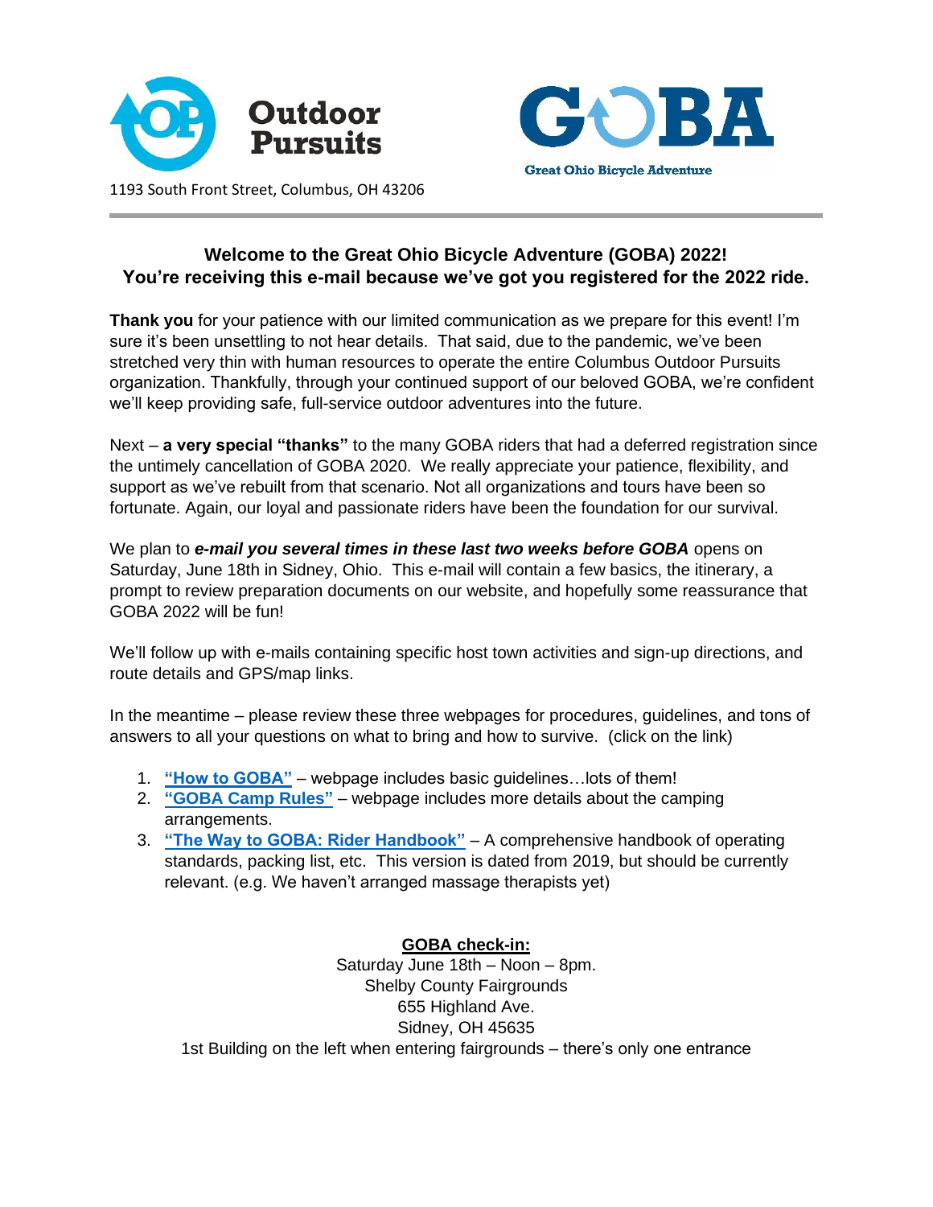Outdoor Pursuits

GOBA
Great Ohio Bicycle Adventure

1193 South Front Street, Columbus, OH 43206

---

**Welcome to the Great Ohio Bicycle Adventure (GOBA) 2022!**
**You're receiving this e-mail because we've got you registered for the 2022 ride.**

**Thank you** for your patience with our limited communication as we prepare for this event! I'm sure it's been unsettling to not hear details. That said, due to the pandemic, we've been stretched very thin with human resources to operate the entire Columbus Outdoor Pursuits organization. Thankfully, through your continued support of our beloved GOBA, we're confident we'll keep providing safe, full-service outdoor adventures into the future.

Next – **a very special "thanks"** to the many GOBA riders that had a deferred registration since the untimely cancellation of GOBA 2020. We really appreciate your patience, flexibility, and support as we've rebuilt from that scenario. Not all organizations and tours have been so fortunate. Again, our loyal and passionate riders have been the foundation for our survival.

We plan to ***e-mail you several times in these last two weeks before GOBA*** opens on Saturday, June 18th in Sidney, Ohio. This e-mail will contain a few basics, the itinerary, a prompt to review preparation documents on our website, and hopefully some reassurance that GOBA 2022 will be fun!

We'll follow up with e-mails containing specific host town activities and sign-up directions, and route details and GPS/map links.

In the meantime – please review these three webpages for procedures, guidelines, and tons of answers to all your questions on what to bring and how to survive. (click on the link)

1. **"How to GOBA"** – webpage includes basic guidelines…lots of them!
2. **"GOBA Camp Rules"** – webpage includes more details about the camping arrangements.
3. **"The Way to GOBA: Rider Handbook"** – A comprehensive handbook of operating standards, packing list, etc. This version is dated from 2019, but should be currently relevant. (e.g. We haven't arranged massage therapists yet)

**GOBA check-in:**
Saturday June 18th – Noon – 8pm.
Shelby County Fairgrounds
655 Highland Ave.
Sidney, OH 45635
1st Building on the left when entering fairgrounds – there's only one entrance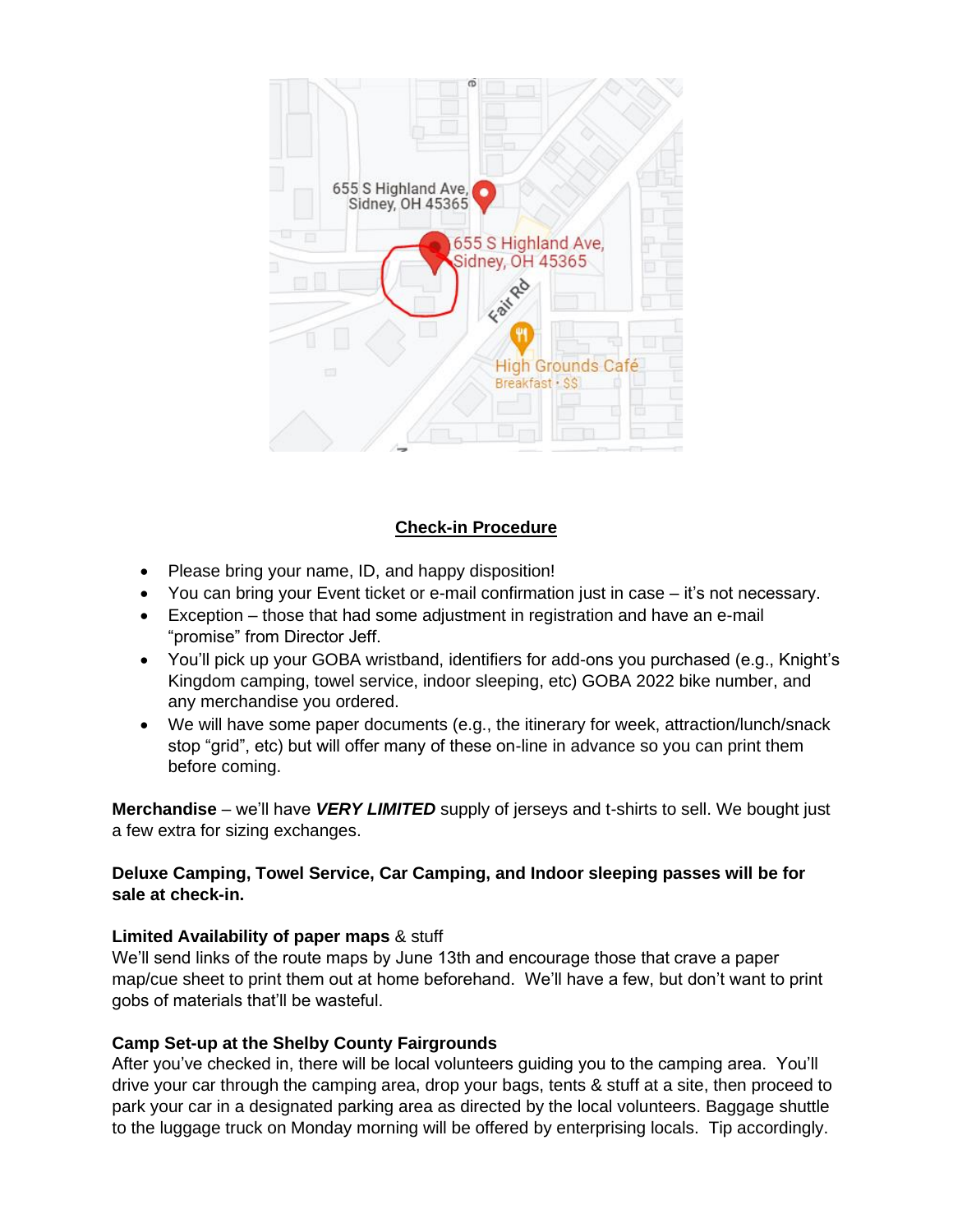## Check-in Procedure

- Please bring your name, ID, and happy disposition!
- You can bring your Event ticket or e-mail confirmation just in case – it's not necessary.
- Exception – those that had some adjustment in registration and have an e-mail "promise" from Director Jeff.
- You'll pick up your GOBA wristband, identifiers for add-ons you purchased (e.g., Knight's Kingdom camping, towel service, indoor sleeping, etc) GOBA 2022 bike number, and any merchandise you ordered.
- We will have some paper documents (e.g., the itinerary for week, attraction/lunch/snack stop "grid", etc) but will offer many of these on-line in advance so you can print them before coming.

**Merchandise** – we'll have ***VERY LIMITED*** supply of jerseys and t-shirts to sell. We bought just a few extra for sizing exchanges.

**Deluxe Camping, Towel Service, Car Camping, and Indoor sleeping passes will be for sale at check-in.**

**Limited Availability of paper maps** & stuff
We'll send links of the route maps by June 13th and encourage those that crave a paper map/cue sheet to print them out at home beforehand. We'll have a few, but don't want to print gobs of materials that'll be wasteful.

**Camp Set-up at the Shelby County Fairgrounds**
After you've checked in, there will be local volunteers guiding you to the camping area. You'll drive your car through the camping area, drop your bags, tents & stuff at a site, then proceed to park your car in a designated parking area as directed by the local volunteers. Baggage shuttle to the luggage truck on Monday morning will be offered by enterprising locals. Tip accordingly.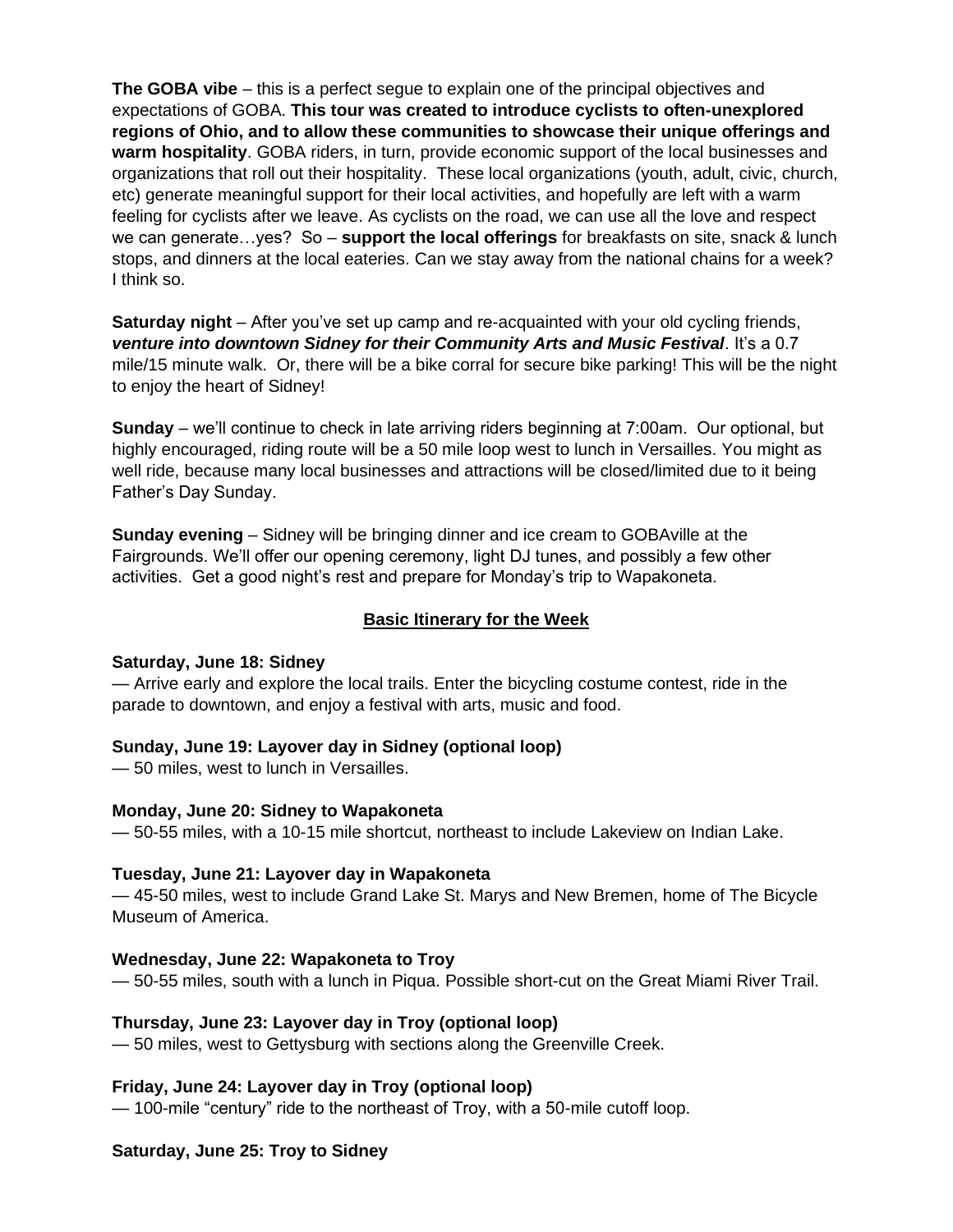**The GOBA vibe** – this is a perfect segue to explain one of the principal objectives and expectations of GOBA. **This tour was created to introduce cyclists to often-unexplored regions of Ohio, and to allow these communities to showcase their unique offerings and warm hospitality**. GOBA riders, in turn, provide economic support of the local businesses and organizations that roll out their hospitality. These local organizations (youth, adult, civic, church, etc) generate meaningful support for their local activities, and hopefully are left with a warm feeling for cyclists after we leave. As cyclists on the road, we can use all the love and respect we can generate…yes? So – **support the local offerings** for breakfasts on site, snack & lunch stops, and dinners at the local eateries. Can we stay away from the national chains for a week? I think so.

**Saturday night** – After you've set up camp and re-acquainted with your old cycling friends, ***venture into downtown Sidney for their Community Arts and Music Festival***. It's a 0.7 mile/15 minute walk. Or, there will be a bike corral for secure bike parking! This will be the night to enjoy the heart of Sidney!

**Sunday** – we'll continue to check in late arriving riders beginning at 7:00am. Our optional, but highly encouraged, riding route will be a 50 mile loop west to lunch in Versailles. You might as well ride, because many local businesses and attractions will be closed/limited due to it being Father's Day Sunday.

**Sunday evening** – Sidney will be bringing dinner and ice cream to GOBAville at the Fairgrounds. We'll offer our opening ceremony, light DJ tunes, and possibly a few other activities. Get a good night's rest and prepare for Monday's trip to Wapakoneta.

## Basic Itinerary for the Week

**Saturday, June 18: Sidney**
— Arrive early and explore the local trails. Enter the bicycling costume contest, ride in the parade to downtown, and enjoy a festival with arts, music and food.

**Sunday, June 19: Layover day in Sidney (optional loop)**
— 50 miles, west to lunch in Versailles.

**Monday, June 20: Sidney to Wapakoneta**
— 50-55 miles, with a 10-15 mile shortcut, northeast to include Lakeview on Indian Lake.

**Tuesday, June 21: Layover day in Wapakoneta**
— 45-50 miles, west to include Grand Lake St. Marys and New Bremen, home of The Bicycle Museum of America.

**Wednesday, June 22: Wapakoneta to Troy**
— 50-55 miles, south with a lunch in Piqua. Possible short-cut on the Great Miami River Trail.

**Thursday, June 23: Layover day in Troy (optional loop)**
— 50 miles, west to Gettysburg with sections along the Greenville Creek.

**Friday, June 24: Layover day in Troy (optional loop)**
— 100-mile "century" ride to the northeast of Troy, with a 50-mile cutoff loop.

**Saturday, June 25: Troy to Sidney**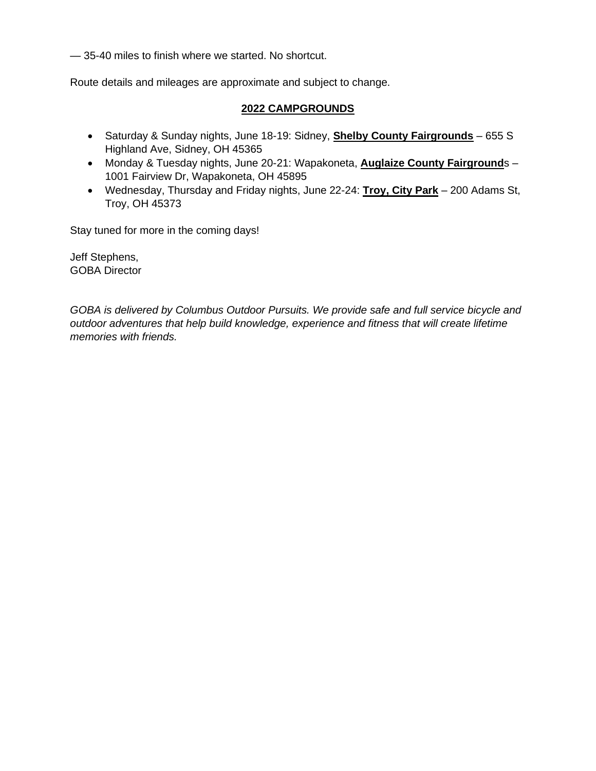— 35-40 miles to finish where we started. No shortcut.

Route details and mileages are approximate and subject to change.

## 2022 CAMPGROUNDS

- Saturday & Sunday nights, June 18-19: Sidney, **Shelby County Fairgrounds** – 655 S Highland Ave, Sidney, OH 45365
- Monday & Tuesday nights, June 20-21: Wapakoneta, **Auglaize County Fairground**s – 1001 Fairview Dr, Wapakoneta, OH 45895
- Wednesday, Thursday and Friday nights, June 22-24: **Troy, City Park** – 200 Adams St, Troy, OH 45373

Stay tuned for more in the coming days!

Jeff Stephens,
GOBA Director

*GOBA is delivered by Columbus Outdoor Pursuits. We provide safe and full service bicycle and outdoor adventures that help build knowledge, experience and fitness that will create lifetime memories with friends.*